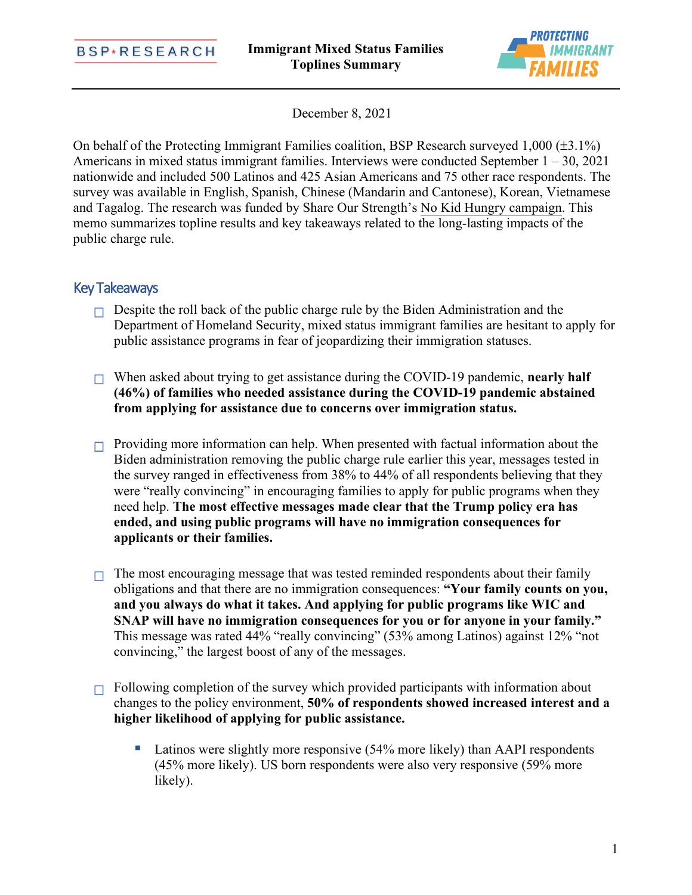**Immigrant Mixed Status Families**
**Toplines Summary**

December 8, 2021

On behalf of the Protecting Immigrant Families coalition, BSP Research surveyed 1,000 (±3.1%) Americans in mixed status immigrant families. Interviews were conducted September 1 – 30, 2021 nationwide and included 500 Latinos and 425 Asian Americans and 75 other race respondents. The survey was available in English, Spanish, Chinese (Mandarin and Cantonese), Korean, Vietnamese and Tagalog. The research was funded by Share Our Strength's No Kid Hungry campaign. This memo summarizes topline results and key takeaways related to the long-lasting impacts of the public charge rule.

## Key Takeaways

- Despite the roll back of the public charge rule by the Biden Administration and the Department of Homeland Security, mixed status immigrant families are hesitant to apply for public assistance programs in fear of jeopardizing their immigration statuses.

- When asked about trying to get assistance during the COVID-19 pandemic, **nearly half (46%) of families who needed assistance during the COVID-19 pandemic abstained from applying for assistance due to concerns over immigration status.**

- Providing more information can help. When presented with factual information about the Biden administration removing the public charge rule earlier this year, messages tested in the survey ranged in effectiveness from 38% to 44% of all respondents believing that they were "really convincing" in encouraging families to apply for public programs when they need help. **The most effective messages made clear that the Trump policy era has ended, and using public programs will have no immigration consequences for applicants or their families.**

- The most encouraging message that was tested reminded respondents about their family obligations and that there are no immigration consequences: **"Your family counts on you, and you always do what it takes. And applying for public programs like WIC and SNAP will have no immigration consequences for you or for anyone in your family."** This message was rated 44% "really convincing" (53% among Latinos) against 12% "not convincing," the largest boost of any of the messages.

- Following completion of the survey which provided participants with information about changes to the policy environment, **50% of respondents showed increased interest and a higher likelihood of applying for public assistance.**
  - Latinos were slightly more responsive (54% more likely) than AAPI respondents (45% more likely). US born respondents were also very responsive (59% more likely).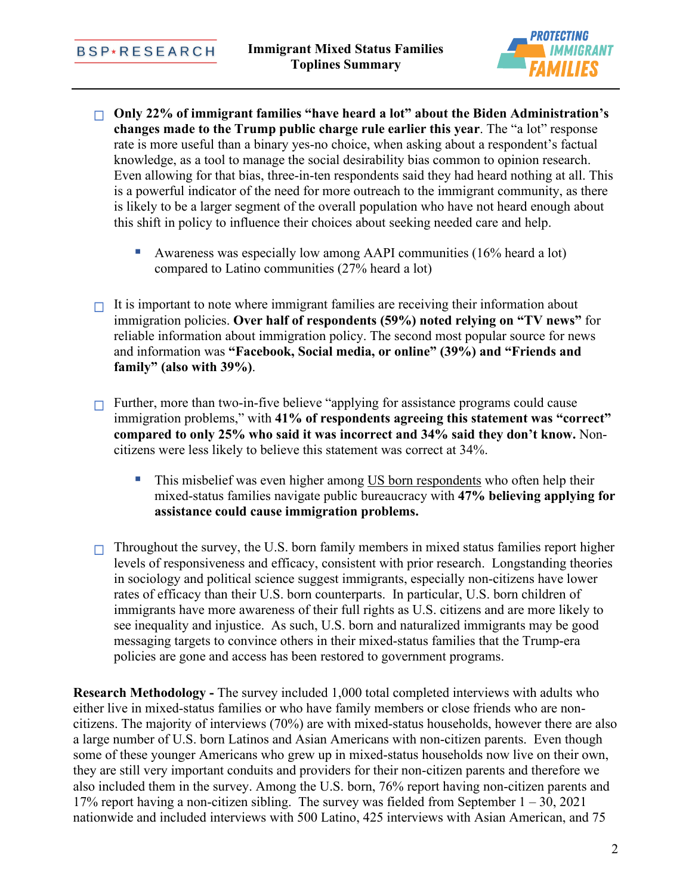- **Only 22% of immigrant families "have heard a lot" about the Biden Administration's changes made to the Trump public charge rule earlier this year**. The "a lot" response rate is more useful than a binary yes-no choice, when asking about a respondent's factual knowledge, as a tool to manage the social desirability bias common to opinion research. Even allowing for that bias, three-in-ten respondents said they had heard nothing at all. This is a powerful indicator of the need for more outreach to the immigrant community, as there is likely to be a larger segment of the overall population who have not heard enough about this shift in policy to influence their choices about seeking needed care and help.
  - Awareness was especially low among AAPI communities (16% heard a lot) compared to Latino communities (27% heard a lot)

- It is important to note where immigrant families are receiving their information about immigration policies. **Over half of respondents (59%) noted relying on "TV news"** for reliable information about immigration policy. The second most popular source for news and information was **"Facebook, Social media, or online" (39%) and "Friends and family" (also with 39%)**.

- Further, more than two-in-five believe "applying for assistance programs could cause immigration problems," with **41% of respondents agreeing this statement was "correct" compared to only 25% who said it was incorrect and 34% said they don't know.** Non-citizens were less likely to believe this statement was correct at 34%.
  - This misbelief was even higher among US born respondents who often help their mixed-status families navigate public bureaucracy with **47% believing applying for assistance could cause immigration problems.**

- Throughout the survey, the U.S. born family members in mixed status families report higher levels of responsiveness and efficacy, consistent with prior research. Longstanding theories in sociology and political science suggest immigrants, especially non-citizens have lower rates of efficacy than their U.S. born counterparts. In particular, U.S. born children of immigrants have more awareness of their full rights as U.S. citizens and are more likely to see inequality and injustice. As such, U.S. born and naturalized immigrants may be good messaging targets to convince others in their mixed-status families that the Trump-era policies are gone and access has been restored to government programs.

**Research Methodology -** The survey included 1,000 total completed interviews with adults who either live in mixed-status families or who have family members or close friends who are non-citizens. The majority of interviews (70%) are with mixed-status households, however there are also a large number of U.S. born Latinos and Asian Americans with non-citizen parents. Even though some of these younger Americans who grew up in mixed-status households now live on their own, they are still very important conduits and providers for their non-citizen parents and therefore we also included them in the survey. Among the U.S. born, 76% report having non-citizen parents and 17% report having a non-citizen sibling. The survey was fielded from September 1 – 30, 2021 nationwide and included interviews with 500 Latino, 425 interviews with Asian American, and 75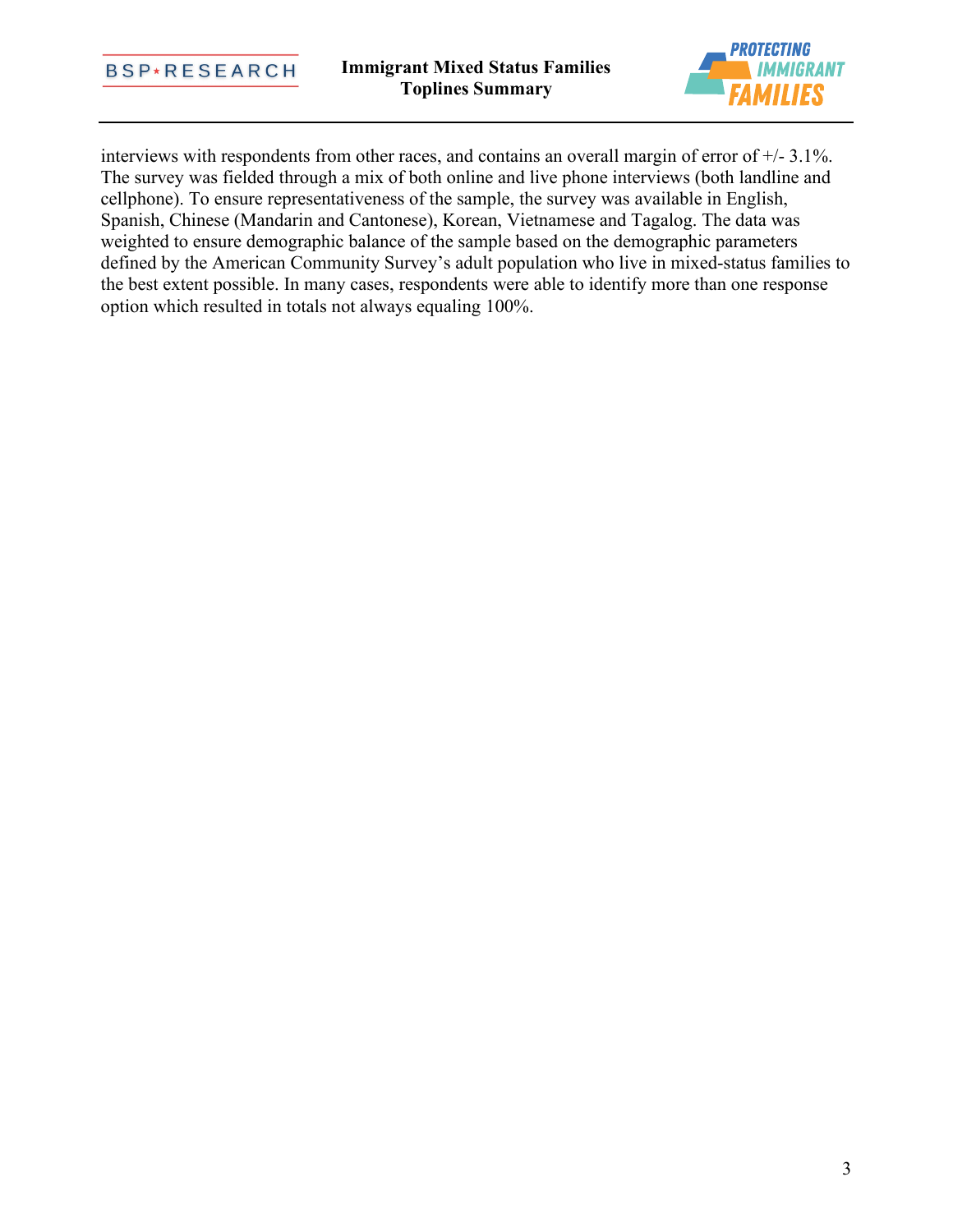interviews with respondents from other races, and contains an overall margin of error of +/- 3.1%. The survey was fielded through a mix of both online and live phone interviews (both landline and cellphone). To ensure representativeness of the sample, the survey was available in English, Spanish, Chinese (Mandarin and Cantonese), Korean, Vietnamese and Tagalog. The data was weighted to ensure demographic balance of the sample based on the demographic parameters defined by the American Community Survey's adult population who live in mixed-status families to the best extent possible. In many cases, respondents were able to identify more than one response option which resulted in totals not always equaling 100%.